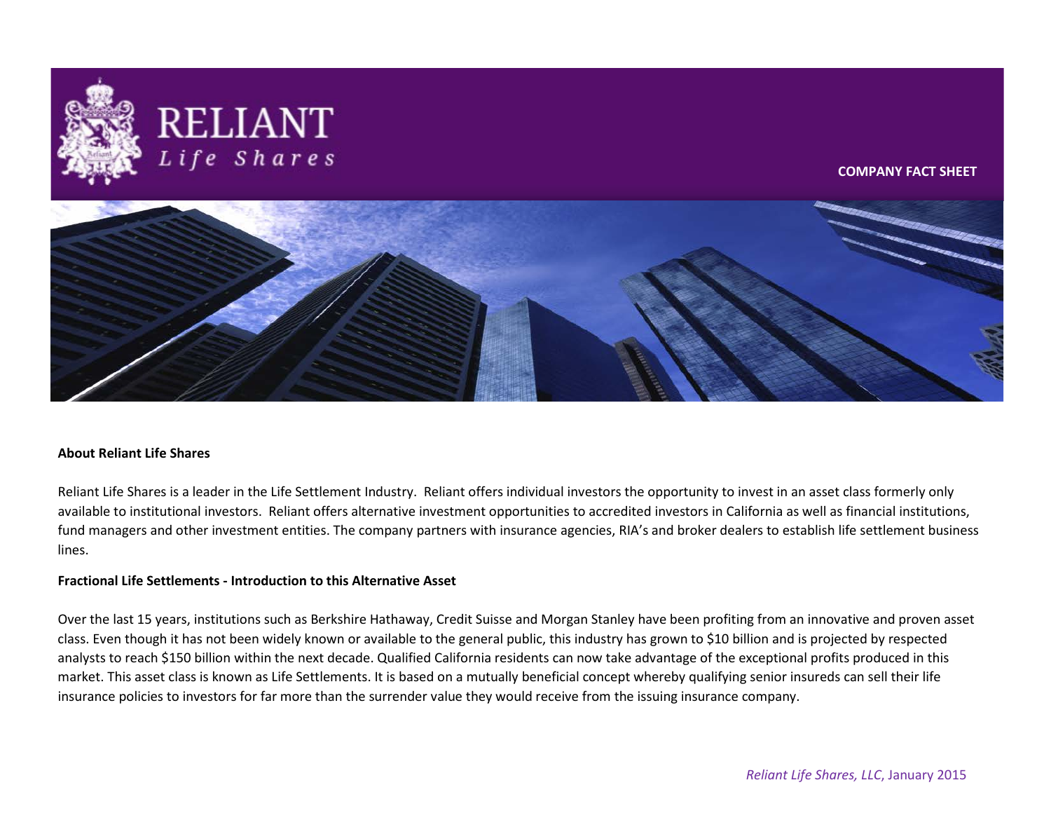# RELIANT
*Life Shares*

**COMPANY FACT SHEET**

**About Reliant Life Shares**

Reliant Life Shares is a leader in the Life Settlement Industry. Reliant offers individual investors the opportunity to invest in an asset class formerly only available to institutional investors. Reliant offers alternative investment opportunities to accredited investors in California as well as financial institutions, fund managers and other investment entities. The company partners with insurance agencies, RIA's and broker dealers to establish life settlement business lines.

**Fractional Life Settlements - Introduction to this Alternative Asset**

Over the last 15 years, institutions such as Berkshire Hathaway, Credit Suisse and Morgan Stanley have been profiting from an innovative and proven asset class. Even though it has not been widely known or available to the general public, this industry has grown to $10 billion and is projected by respected analysts to reach $150 billion within the next decade. Qualified California residents can now take advantage of the exceptional profits produced in this market. This asset class is known as Life Settlements. It is based on a mutually beneficial concept whereby qualifying senior insureds can sell their life insurance policies to investors for far more than the surrender value they would receive from the issuing insurance company.

*Reliant Life Shares, LLC*, January 2015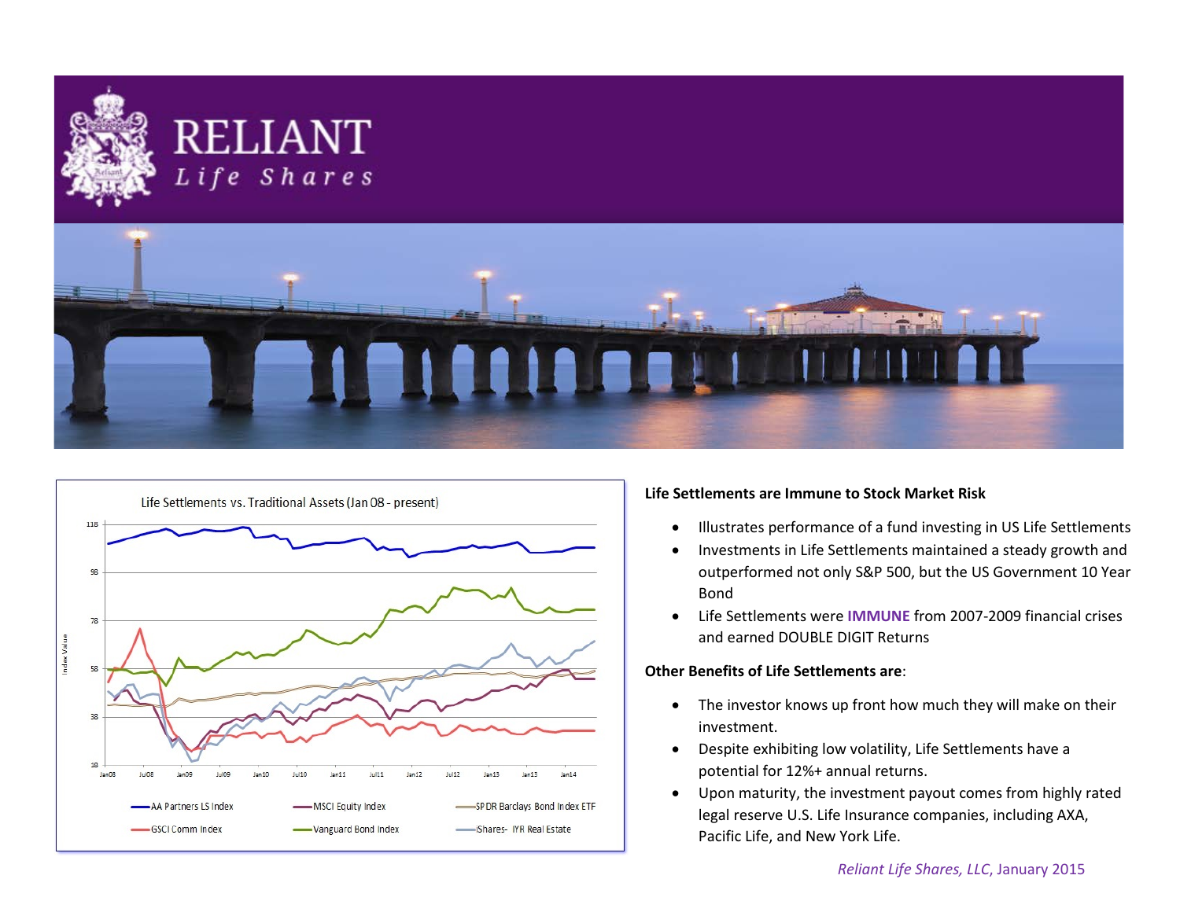# RELIANT

*Life Shares*

**Life Settlements are Immune to Stock Market Risk**

- Illustrates performance of a fund investing in US Life Settlements
- Investments in Life Settlements maintained a steady growth and outperformed not only S&P 500, but the US Government 10 Year Bond
- Life Settlements were **IMMUNE** from 2007-2009 financial crises and earned DOUBLE DIGIT Returns

**Other Benefits of Life Settlements are**:

- The investor knows up front how much they will make on their investment.
- Despite exhibiting low volatility, Life Settlements have a potential for 12%+ annual returns.
- Upon maturity, the investment payout comes from highly rated legal reserve U.S. Life Insurance companies, including AXA, Pacific Life, and New York Life.

*Reliant Life Shares, LLC*, January 2015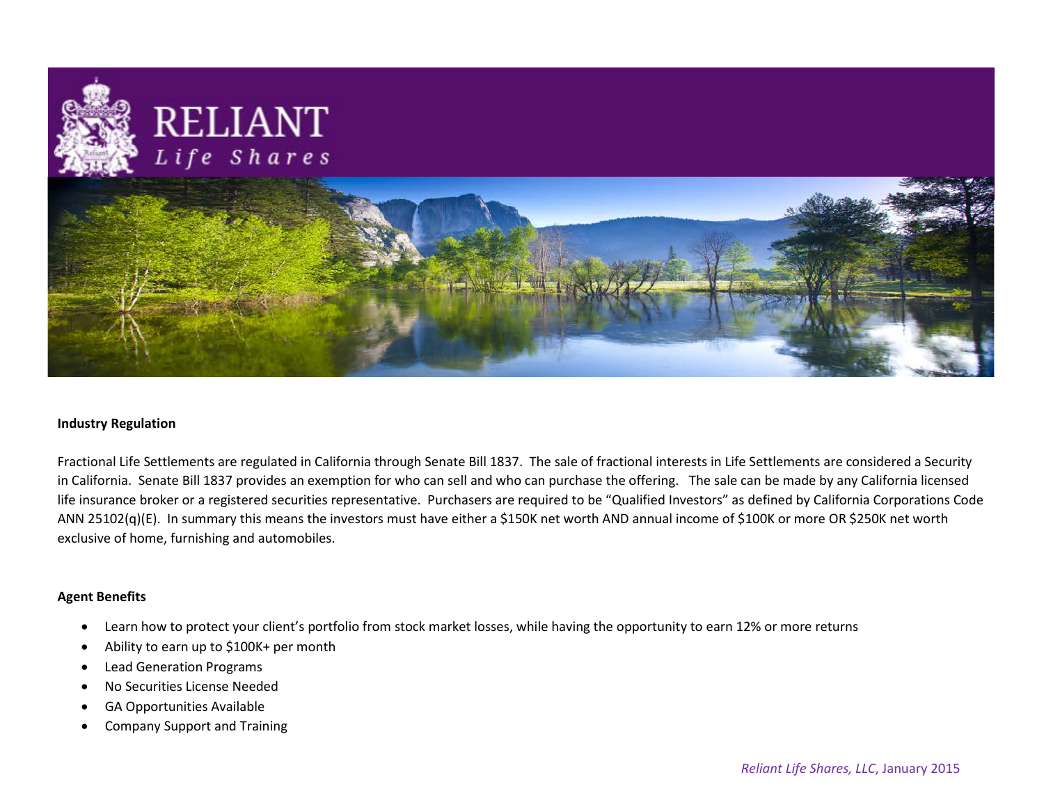# RELIANT
*Life Shares*

**Industry Regulation**

Fractional Life Settlements are regulated in California through Senate Bill 1837. The sale of fractional interests in Life Settlements are considered a Security in California. Senate Bill 1837 provides an exemption for who can sell and who can purchase the offering. The sale can be made by any California licensed life insurance broker or a registered securities representative. Purchasers are required to be "Qualified Investors" as defined by California Corporations Code ANN 25102(q)(E). In summary this means the investors must have either a $150K net worth AND annual income of $100K or more OR $250K net worth exclusive of home, furnishing and automobiles.

**Agent Benefits**

- Learn how to protect your client's portfolio from stock market losses, while having the opportunity to earn 12% or more returns
- Ability to earn up to $100K+ per month
- Lead Generation Programs
- No Securities License Needed
- GA Opportunities Available
- Company Support and Training

*Reliant Life Shares, LLC*, January 2015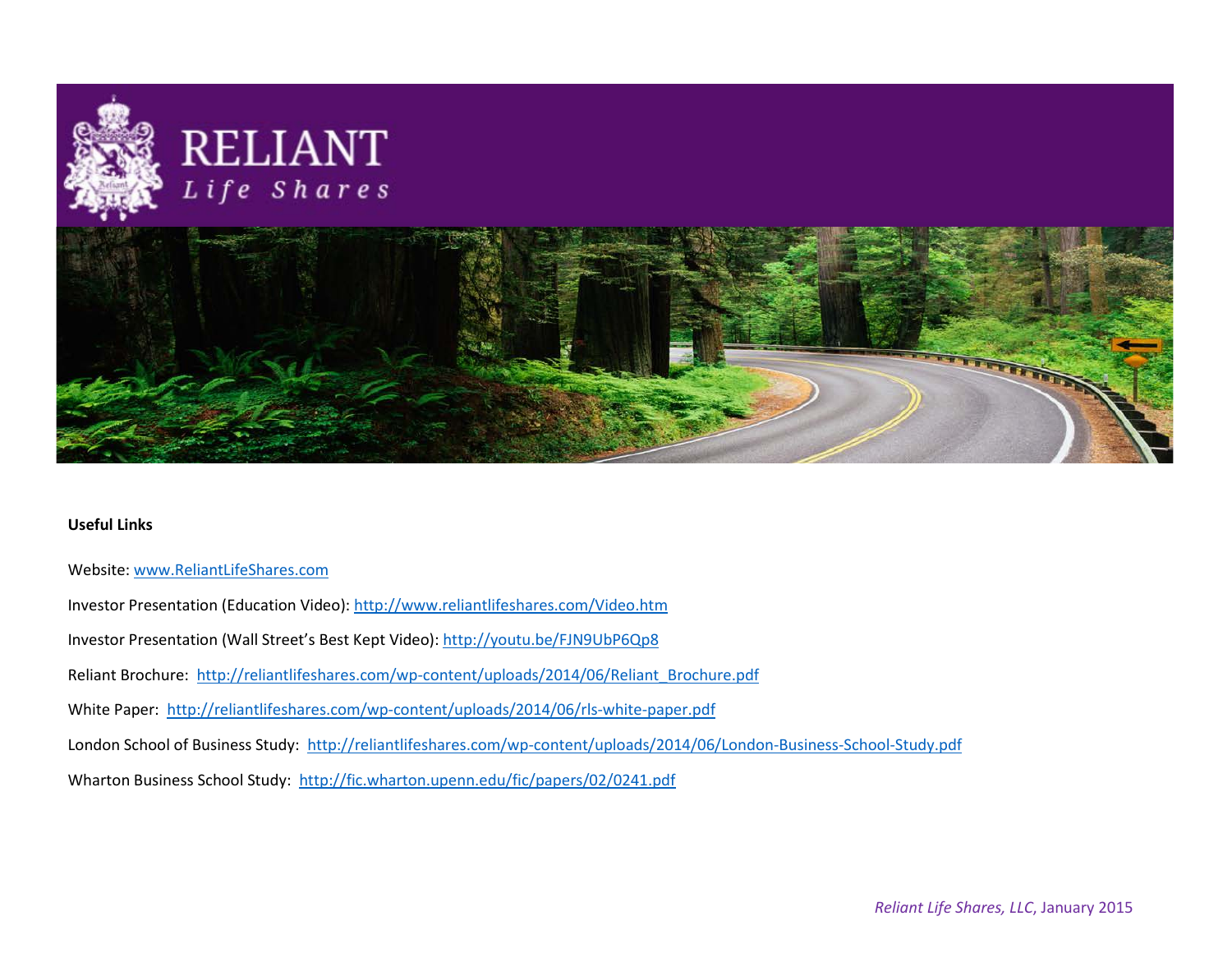# RELIANT
*Life Shares*

**Useful Links**

Website: www.ReliantLifeShares.com

Investor Presentation (Education Video): http://www.reliantlifeshares.com/Video.htm

Investor Presentation (Wall Street's Best Kept Video): http://youtu.be/FJN9UbP6Qp8

Reliant Brochure: http://reliantlifeshares.com/wp-content/uploads/2014/06/Reliant_Brochure.pdf

White Paper: http://reliantlifeshares.com/wp-content/uploads/2014/06/rls-white-paper.pdf

London School of Business Study: http://reliantlifeshares.com/wp-content/uploads/2014/06/London-Business-School-Study.pdf

Wharton Business School Study: http://fic.wharton.upenn.edu/fic/papers/02/0241.pdf

*Reliant Life Shares, LLC*, January 2015